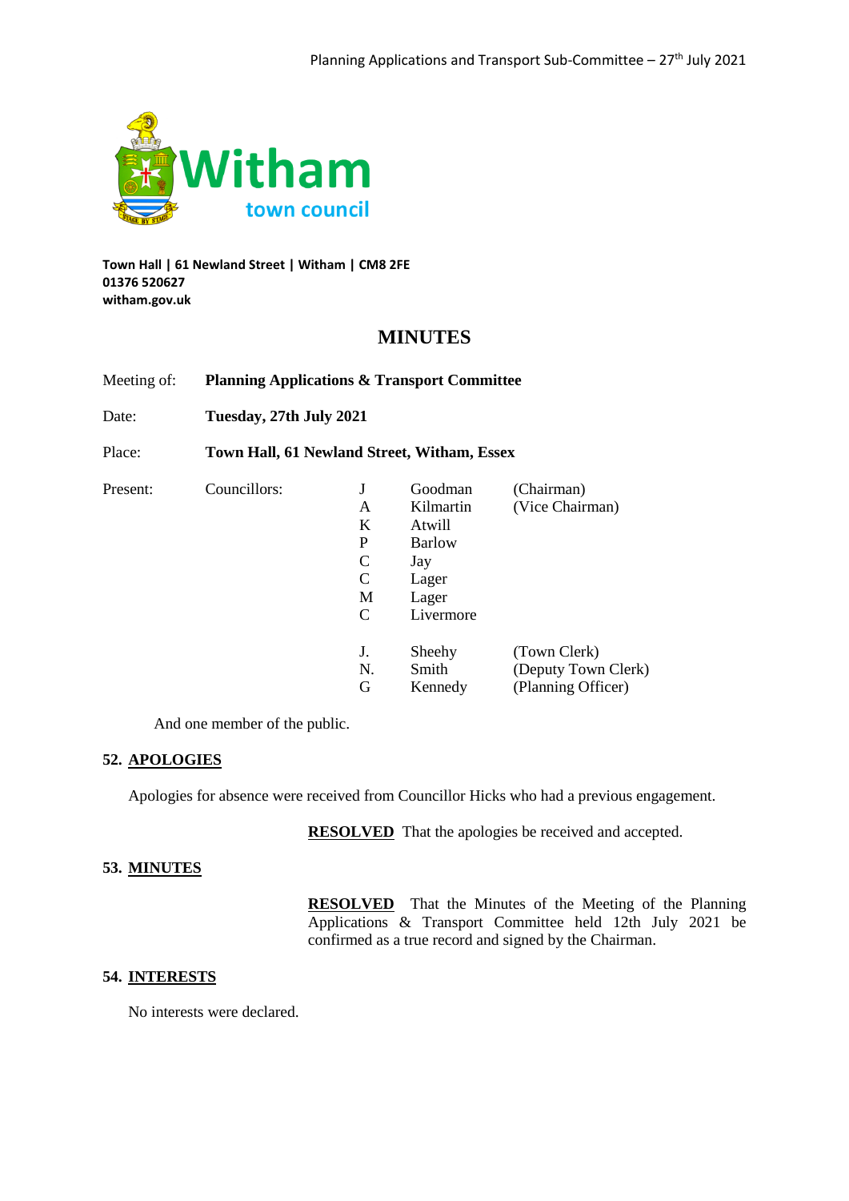**Witham town council**

**Town Hall | 61 Newland Street | Witham | CM8 2FE**
**01376 520627**
**witham.gov.uk**

# MINUTES

| | | | | |
|---|---|---|---|---|
| Meeting of: | **Planning Applications & Transport Committee** | | | |
| Date: | **Tuesday, 27th July 2021** | | | |
| Place: | **Town Hall, 61 Newland Street, Witham, Essex** | | | |
| Present: | Councillors: | J | Goodman | (Chairman) |
| | | A | Kilmartin | (Vice Chairman) |
| | | K | Atwill | |
| | | P | Barlow | |
| | | C | Jay | |
| | | C | Lager | |
| | | M | Lager | |
| | | C | Livermore | |
| | | J. | Sheehy | (Town Clerk) |
| | | N. | Smith | (Deputy Town Clerk) |
| | | G | Kennedy | (Planning Officer) |

And one member of the public.

### 52. APOLOGIES

Apologies for absence were received from Councillor Hicks who had a previous engagement.

**RESOLVED** That the apologies be received and accepted.

### 53. MINUTES

**RESOLVED** That the Minutes of the Meeting of the Planning Applications & Transport Committee held 12th July 2021 be confirmed as a true record and signed by the Chairman.

### 54. INTERESTS

No interests were declared.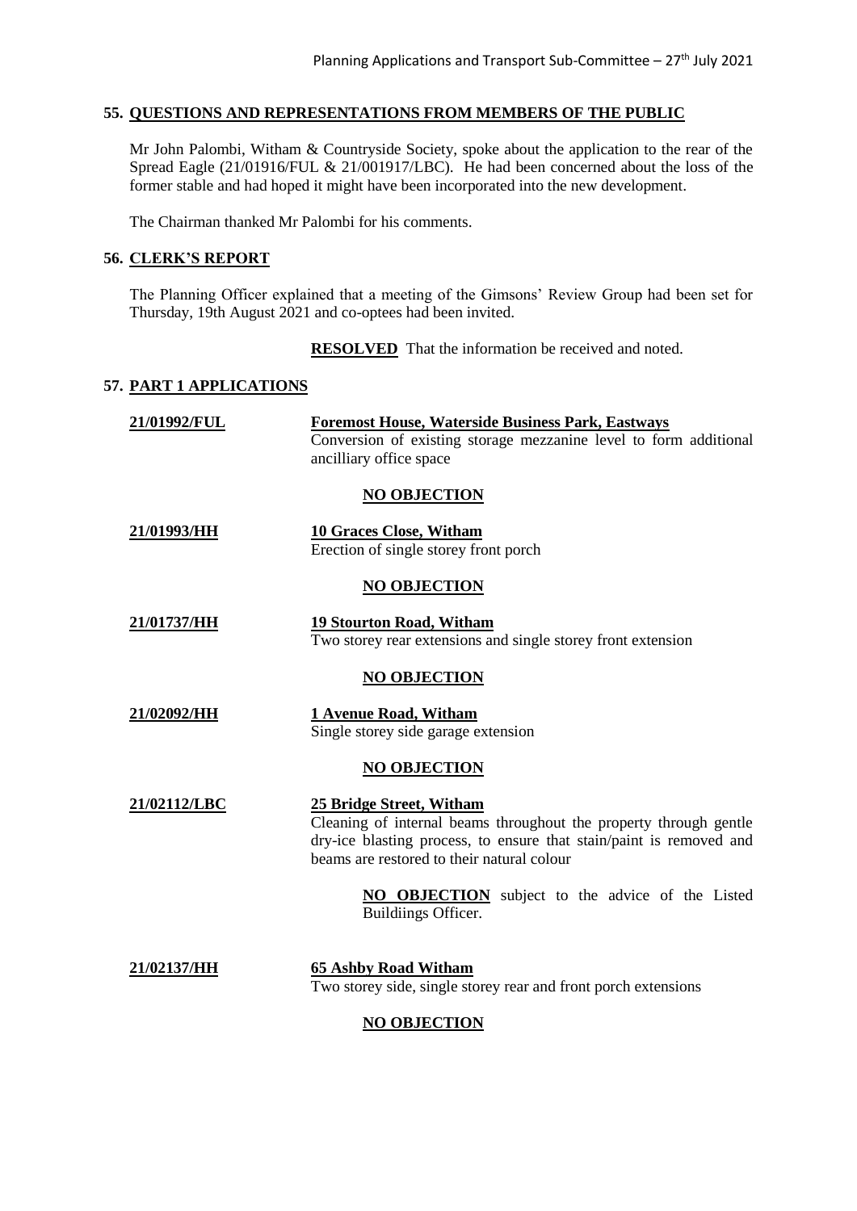## 55. QUESTIONS AND REPRESENTATIONS FROM MEMBERS OF THE PUBLIC

Mr John Palombi, Witham & Countryside Society, spoke about the application to the rear of the Spread Eagle (21/01916/FUL & 21/001917/LBC). He had been concerned about the loss of the former stable and had hoped it might have been incorporated into the new development.

The Chairman thanked Mr Palombi for his comments.

## 56. CLERK'S REPORT

The Planning Officer explained that a meeting of the Gimsons' Review Group had been set for Thursday, 19th August 2021 and co-optees had been invited.

**RESOLVED** That the information be received and noted.

## 57. PART 1 APPLICATIONS

**21/01992/FUL** — **Foremost House, Waterside Business Park, Eastways**
Conversion of existing storage mezzanine level to form additional ancilliary office space

**NO OBJECTION**

**21/01993/HH** — **10 Graces Close, Witham**
Erection of single storey front porch

**NO OBJECTION**

**21/01737/HH** — **19 Stourton Road, Witham**
Two storey rear extensions and single storey front extension

**NO OBJECTION**

**21/02092/HH** — **1 Avenue Road, Witham**
Single storey side garage extension

**NO OBJECTION**

**21/02112/LBC** — **25 Bridge Street, Witham**
Cleaning of internal beams throughout the property through gentle dry-ice blasting process, to ensure that stain/paint is removed and beams are restored to their natural colour

**NO OBJECTION** subject to the advice of the Listed Buildiings Officer.

**21/02137/HH** — **65 Ashby Road Witham**
Two storey side, single storey rear and front porch extensions

**NO OBJECTION**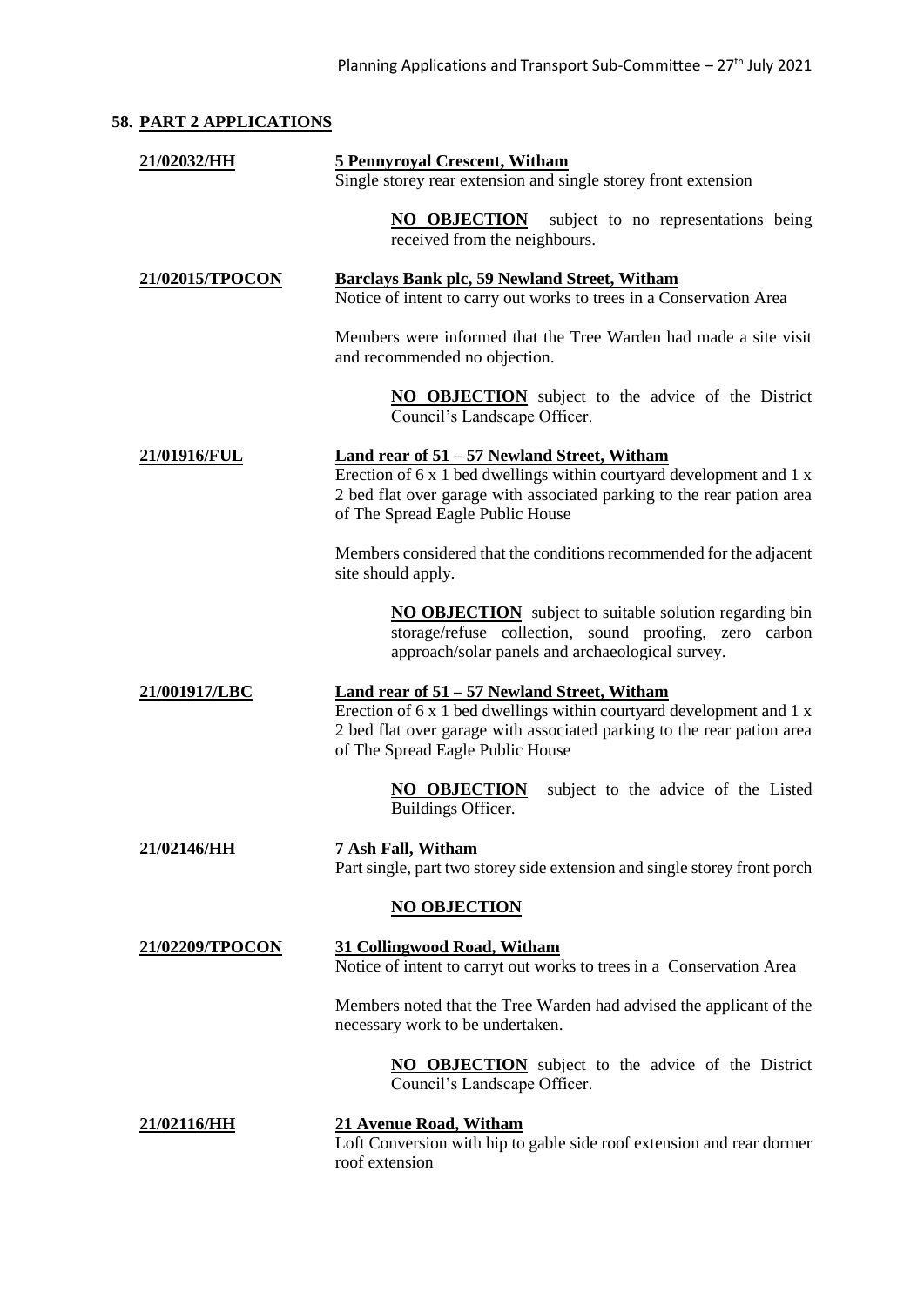## 58. PART 2 APPLICATIONS

**21/02032/HH** — **5 Pennyroyal Crescent, Witham**
Single storey rear extension and single storey front extension

> **NO OBJECTION** subject to no representations being received from the neighbours.

**21/02015/TPOCON** — **Barclays Bank plc, 59 Newland Street, Witham**
Notice of intent to carry out works to trees in a Conservation Area

Members were informed that the Tree Warden had made a site visit and recommended no objection.

> **NO OBJECTION** subject to the advice of the District Council's Landscape Officer.

**21/01916/FUL** — **Land rear of 51 – 57 Newland Street, Witham**
Erection of 6 x 1 bed dwellings within courtyard development and 1 x 2 bed flat over garage with associated parking to the rear pation area of The Spread Eagle Public House

Members considered that the conditions recommended for the adjacent site should apply.

> **NO OBJECTION** subject to suitable solution regarding bin storage/refuse collection, sound proofing, zero carbon approach/solar panels and archaeological survey.

**21/001917/LBC** — **Land rear of 51 – 57 Newland Street, Witham**
Erection of 6 x 1 bed dwellings within courtyard development and 1 x 2 bed flat over garage with associated parking to the rear pation area of The Spread Eagle Public House

> **NO OBJECTION** subject to the advice of the Listed Buildings Officer.

**21/02146/HH** — **7 Ash Fall, Witham**
Part single, part two storey side extension and single storey front porch

> **NO OBJECTION**

**21/02209/TPOCON** — **31 Collingwood Road, Witham**
Notice of intent to carryt out works to trees in a Conservation Area

Members noted that the Tree Warden had advised the applicant of the necessary work to be undertaken.

> **NO OBJECTION** subject to the advice of the District Council's Landscape Officer.

**21/02116/HH** — **21 Avenue Road, Witham**
Loft Conversion with hip to gable side roof extension and rear dormer roof extension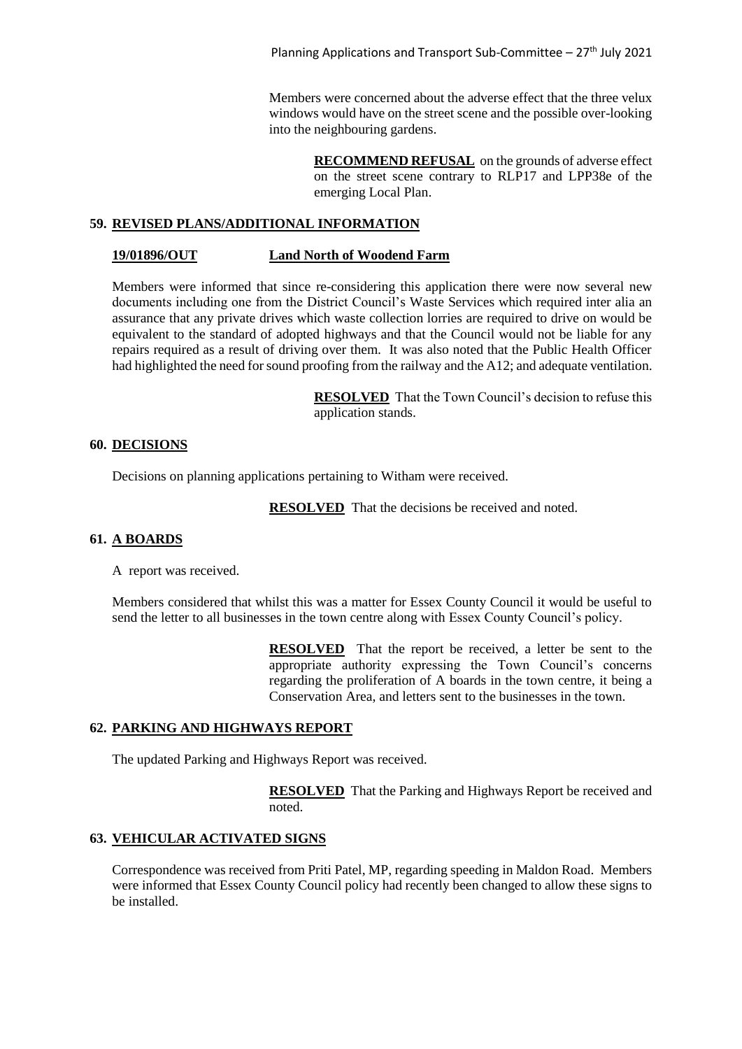Members were concerned about the adverse effect that the three velux windows would have on the street scene and the possible over-looking into the neighbouring gardens.

> **RECOMMEND REFUSAL** on the grounds of adverse effect on the street scene contrary to RLP17 and LPP38e of the emerging Local Plan.

## 59. REVISED PLANS/ADDITIONAL INFORMATION

### 19/01896/OUT Land North of Woodend Farm

Members were informed that since re-considering this application there were now several new documents including one from the District Council's Waste Services which required inter alia an assurance that any private drives which waste collection lorries are required to drive on would be equivalent to the standard of adopted highways and that the Council would not be liable for any repairs required as a result of driving over them. It was also noted that the Public Health Officer had highlighted the need for sound proofing from the railway and the A12; and adequate ventilation.

> **RESOLVED** That the Town Council's decision to refuse this application stands.

## 60. DECISIONS

Decisions on planning applications pertaining to Witham were received.

> **RESOLVED** That the decisions be received and noted.

## 61. A BOARDS

A report was received.

Members considered that whilst this was a matter for Essex County Council it would be useful to send the letter to all businesses in the town centre along with Essex County Council's policy.

> **RESOLVED** That the report be received, a letter be sent to the appropriate authority expressing the Town Council's concerns regarding the proliferation of A boards in the town centre, it being a Conservation Area, and letters sent to the businesses in the town.

## 62. PARKING AND HIGHWAYS REPORT

The updated Parking and Highways Report was received.

> **RESOLVED** That the Parking and Highways Report be received and noted.

## 63. VEHICULAR ACTIVATED SIGNS

Correspondence was received from Priti Patel, MP, regarding speeding in Maldon Road. Members were informed that Essex County Council policy had recently been changed to allow these signs to be installed.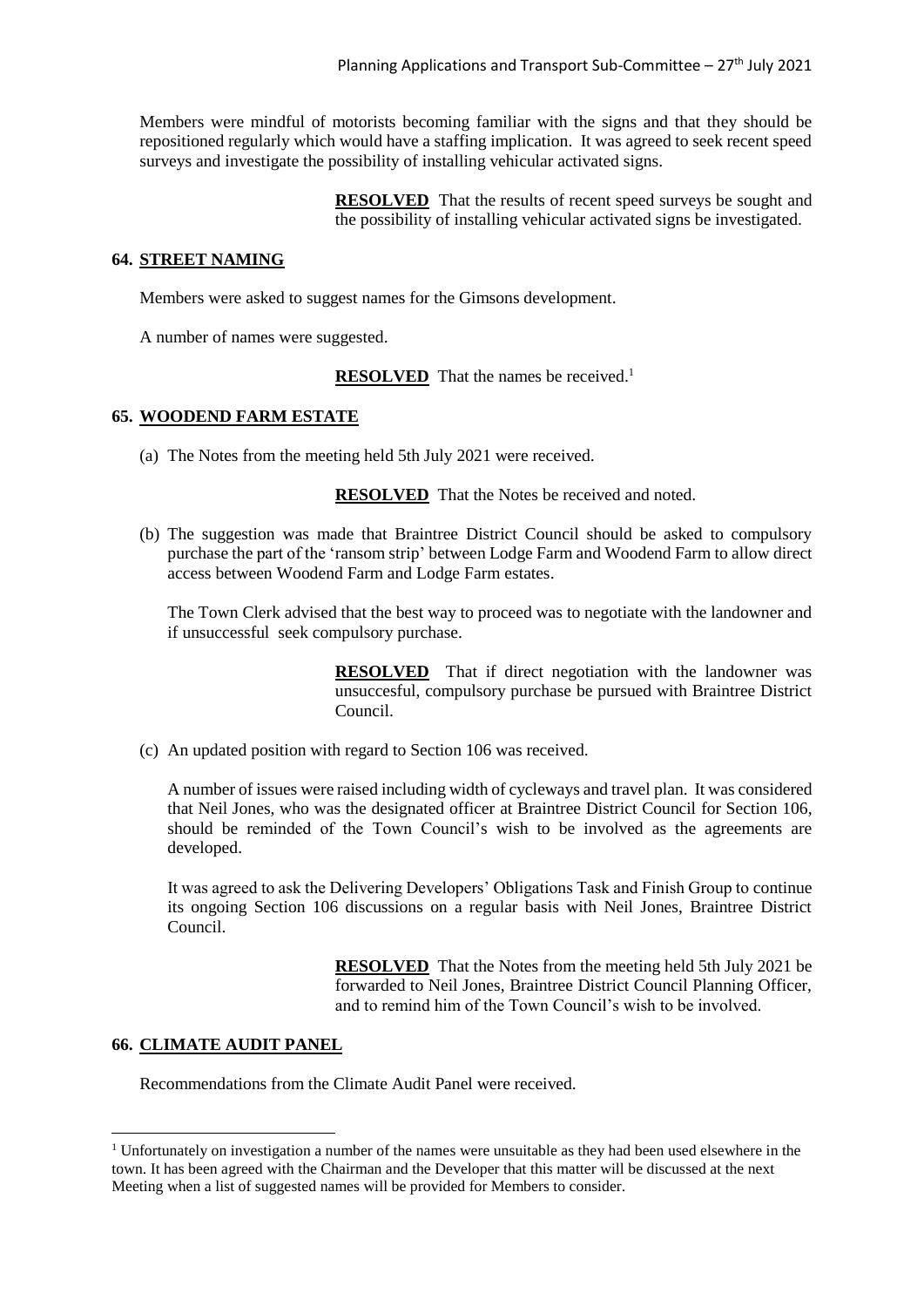Members were mindful of motorists becoming familiar with the signs and that they should be repositioned regularly which would have a staffing implication. It was agreed to seek recent speed surveys and investigate the possibility of installing vehicular activated signs.

> **RESOLVED** That the results of recent speed surveys be sought and the possibility of installing vehicular activated signs be investigated.

## 64. STREET NAMING

Members were asked to suggest names for the Gimsons development.

A number of names were suggested.

> **RESOLVED** That the names be received.[1]

## 65. WOODEND FARM ESTATE

(a) The Notes from the meeting held 5th July 2021 were received.

> **RESOLVED** That the Notes be received and noted.

(b) The suggestion was made that Braintree District Council should be asked to compulsory purchase the part of the 'ransom strip' between Lodge Farm and Woodend Farm to allow direct access between Woodend Farm and Lodge Farm estates.

The Town Clerk advised that the best way to proceed was to negotiate with the landowner and if unsuccessful seek compulsory purchase.

> **RESOLVED** That if direct negotiation with the landowner was unsuccesful, compulsory purchase be pursued with Braintree District Council.

(c) An updated position with regard to Section 106 was received.

A number of issues were raised including width of cycleways and travel plan. It was considered that Neil Jones, who was the designated officer at Braintree District Council for Section 106, should be reminded of the Town Council's wish to be involved as the agreements are developed.

It was agreed to ask the Delivering Developers' Obligations Task and Finish Group to continue its ongoing Section 106 discussions on a regular basis with Neil Jones, Braintree District Council.

> **RESOLVED** That the Notes from the meeting held 5th July 2021 be forwarded to Neil Jones, Braintree District Council Planning Officer, and to remind him of the Town Council's wish to be involved.

## 66. CLIMATE AUDIT PANEL

Recommendations from the Climate Audit Panel were received.

---

[1] Unfortunately on investigation a number of the names were unsuitable as they had been used elsewhere in the town. It has been agreed with the Chairman and the Developer that this matter will be discussed at the next Meeting when a list of suggested names will be provided for Members to consider.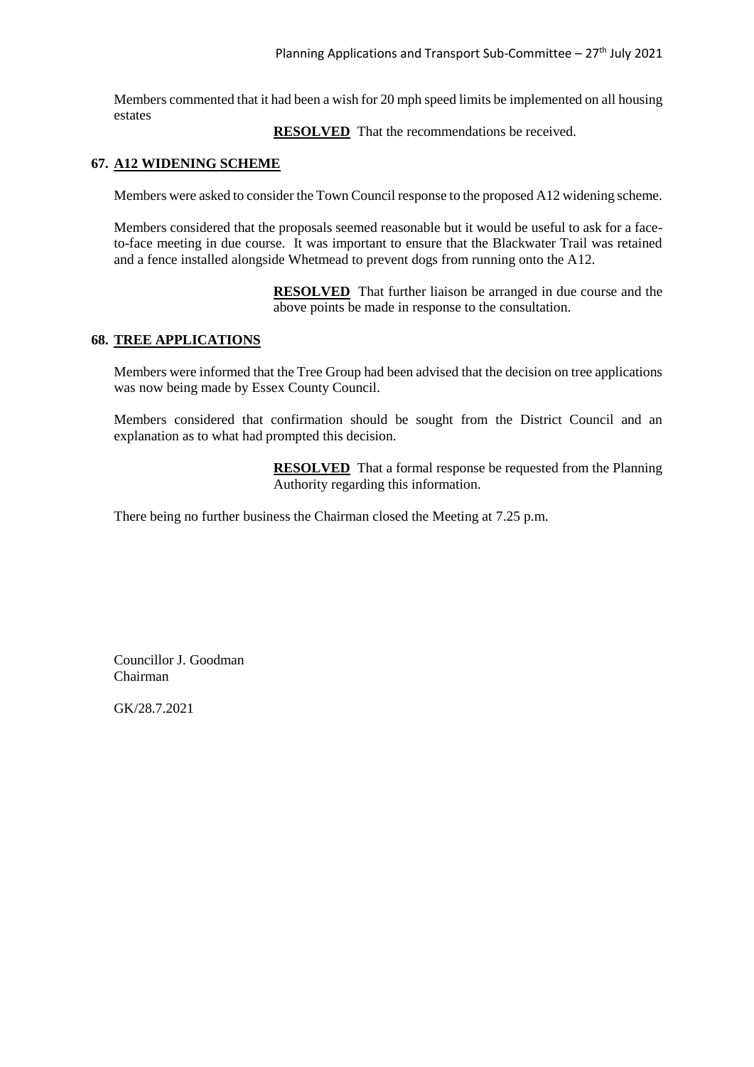Members commented that it had been a wish for 20 mph speed limits be implemented on all housing estates

**RESOLVED** That the recommendations be received.

## 67. A12 WIDENING SCHEME

Members were asked to consider the Town Council response to the proposed A12 widening scheme.

Members considered that the proposals seemed reasonable but it would be useful to ask for a face-to-face meeting in due course. It was important to ensure that the Blackwater Trail was retained and a fence installed alongside Whetmead to prevent dogs from running onto the A12.

**RESOLVED** That further liaison be arranged in due course and the above points be made in response to the consultation.

## 68. TREE APPLICATIONS

Members were informed that the Tree Group had been advised that the decision on tree applications was now being made by Essex County Council.

Members considered that confirmation should be sought from the District Council and an explanation as to what had prompted this decision.

**RESOLVED** That a formal response be requested from the Planning Authority regarding this information.

There being no further business the Chairman closed the Meeting at 7.25 p.m.

Councillor J. Goodman
Chairman

GK/28.7.2021